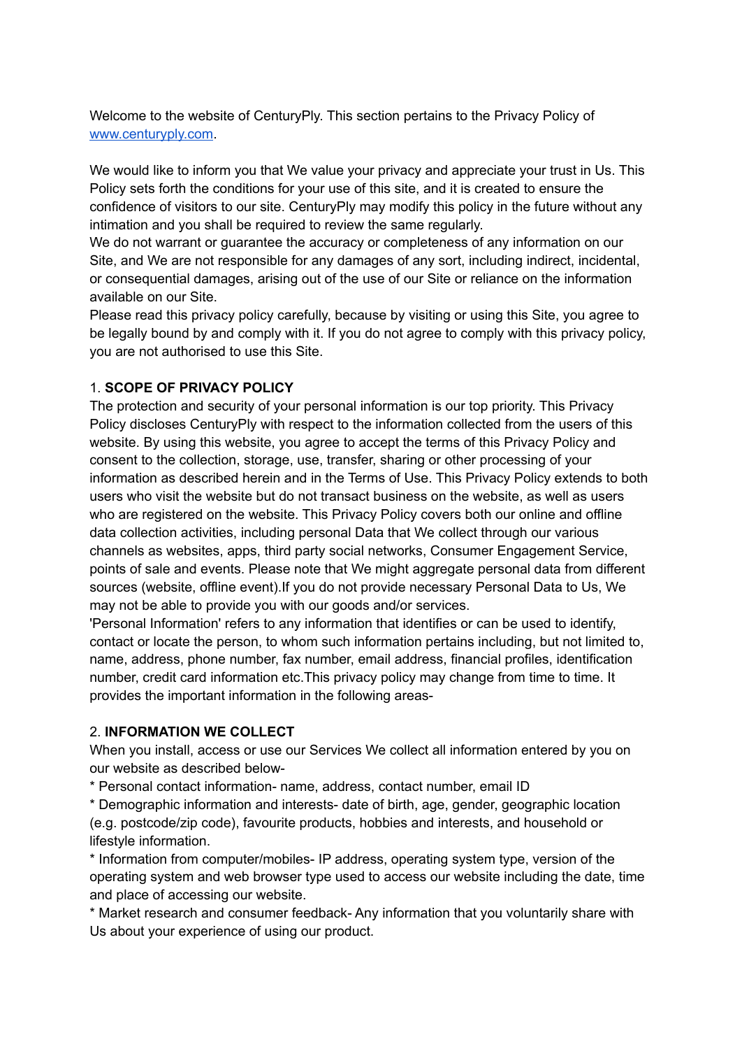Welcome to the website of CenturyPly. This section pertains to the Privacy Policy of [www.centuryply.com](http://www.centuryply.com).

We would like to inform you that We value your privacy and appreciate your trust in Us. This Policy sets forth the conditions for your use of this site, and it is created to ensure the confidence of visitors to our site. CenturyPly may modify this policy in the future without any intimation and you shall be required to review the same regularly.
We do not warrant or guarantee the accuracy or completeness of any information on our Site, and We are not responsible for any damages of any sort, including indirect, incidental, or consequential damages, arising out of the use of our Site or reliance on the information available on our Site.
Please read this privacy policy carefully, because by visiting or using this Site, you agree to be legally bound by and comply with it. If you do not agree to comply with this privacy policy, you are not authorised to use this Site.

## 1. **SCOPE OF PRIVACY POLICY**

The protection and security of your personal information is our top priority. This Privacy Policy discloses CenturyPly with respect to the information collected from the users of this website. By using this website, you agree to accept the terms of this Privacy Policy and consent to the collection, storage, use, transfer, sharing or other processing of your information as described herein and in the Terms of Use. This Privacy Policy extends to both users who visit the website but do not transact business on the website, as well as users who are registered on the website. This Privacy Policy covers both our online and offline data collection activities, including personal Data that We collect through our various channels as websites, apps, third party social networks, Consumer Engagement Service, points of sale and events. Please note that We might aggregate personal data from different sources (website, offline event).If you do not provide necessary Personal Data to Us, We may not be able to provide you with our goods and/or services.
'Personal Information' refers to any information that identifies or can be used to identify, contact or locate the person, to whom such information pertains including, but not limited to, name, address, phone number, fax number, email address, financial profiles, identification number, credit card information etc.This privacy policy may change from time to time. It provides the important information in the following areas-

## 2. **INFORMATION WE COLLECT**

When you install, access or use our Services We collect all information entered by you on our website as described below-

* Personal contact information- name, address, contact number, email ID
* Demographic information and interests- date of birth, age, gender, geographic location (e.g. postcode/zip code), favourite products, hobbies and interests, and household or lifestyle information.
* Information from computer/mobiles- IP address, operating system type, version of the operating system and web browser type used to access our website including the date, time and place of accessing our website.
* Market research and consumer feedback- Any information that you voluntarily share with Us about your experience of using our product.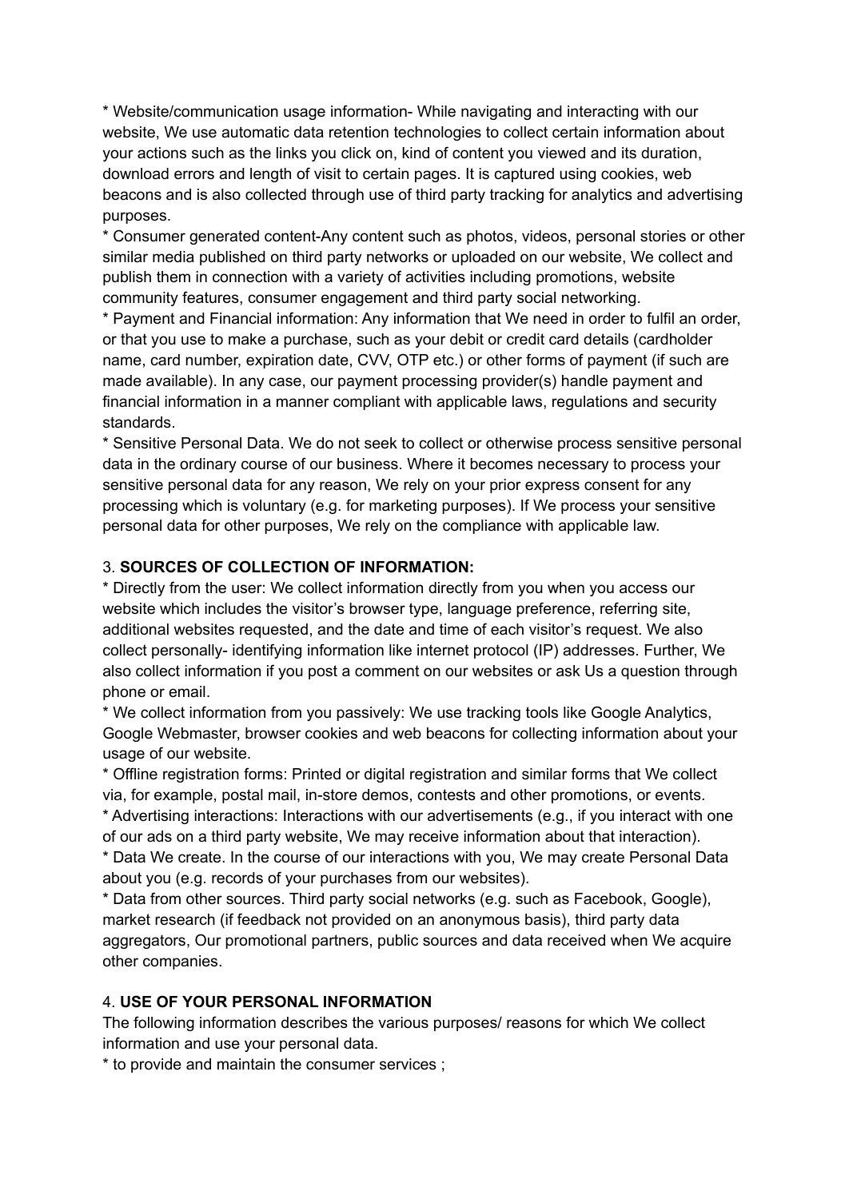* Website/communication usage information- While navigating and interacting with our website, We use automatic data retention technologies to collect certain information about your actions such as the links you click on, kind of content you viewed and its duration, download errors and length of visit to certain pages. It is captured using cookies, web beacons and is also collected through use of third party tracking for analytics and advertising purposes.
* Consumer generated content-Any content such as photos, videos, personal stories or other similar media published on third party networks or uploaded on our website, We collect and publish them in connection with a variety of activities including promotions, website community features, consumer engagement and third party social networking.
* Payment and Financial information: Any information that We need in order to fulfil an order, or that you use to make a purchase, such as your debit or credit card details (cardholder name, card number, expiration date, CVV, OTP etc.) or other forms of payment (if such are made available). In any case, our payment processing provider(s) handle payment and financial information in a manner compliant with applicable laws, regulations and security standards.
* Sensitive Personal Data. We do not seek to collect or otherwise process sensitive personal data in the ordinary course of our business. Where it becomes necessary to process your sensitive personal data for any reason, We rely on your prior express consent for any processing which is voluntary (e.g. for marketing purposes). If We process your sensitive personal data for other purposes, We rely on the compliance with applicable law.

3. **SOURCES OF COLLECTION OF INFORMATION:**

* Directly from the user: We collect information directly from you when you access our website which includes the visitor's browser type, language preference, referring site, additional websites requested, and the date and time of each visitor's request. We also collect personally- identifying information like internet protocol (IP) addresses. Further, We also collect information if you post a comment on our websites or ask Us a question through phone or email.
* We collect information from you passively: We use tracking tools like Google Analytics, Google Webmaster, browser cookies and web beacons for collecting information about your usage of our website.
* Offline registration forms: Printed or digital registration and similar forms that We collect via, for example, postal mail, in-store demos, contests and other promotions, or events.
* Advertising interactions: Interactions with our advertisements (e.g., if you interact with one of our ads on a third party website, We may receive information about that interaction).
* Data We create. In the course of our interactions with you, We may create Personal Data about you (e.g. records of your purchases from our websites).
* Data from other sources. Third party social networks (e.g. such as Facebook, Google), market research (if feedback not provided on an anonymous basis), third party data aggregators, Our promotional partners, public sources and data received when We acquire other companies.

4. **USE OF YOUR PERSONAL INFORMATION**

The following information describes the various purposes/ reasons for which We collect information and use your personal data.

* to provide and maintain the consumer services ;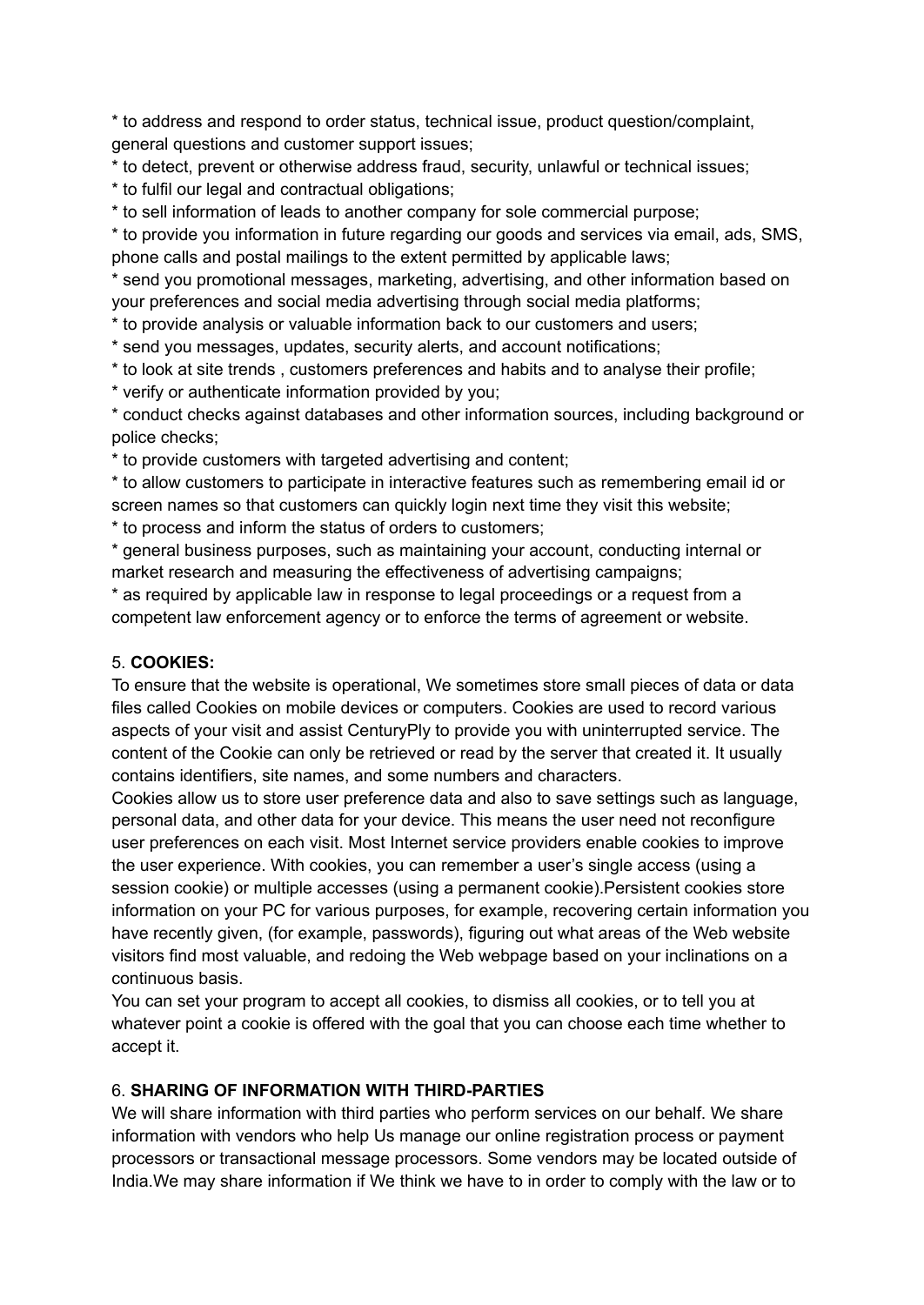* to address and respond to order status, technical issue, product question/complaint, general questions and customer support issues;
* to detect, prevent or otherwise address fraud, security, unlawful or technical issues;
* to fulfil our legal and contractual obligations;
* to sell information of leads to another company for sole commercial purpose;
* to provide you information in future regarding our goods and services via email, ads, SMS, phone calls and postal mailings to the extent permitted by applicable laws;
* send you promotional messages, marketing, advertising, and other information based on your preferences and social media advertising through social media platforms;
* to provide analysis or valuable information back to our customers and users;
* send you messages, updates, security alerts, and account notifications;
* to look at site trends , customers preferences and habits and to analyse their profile;
* verify or authenticate information provided by you;
* conduct checks against databases and other information sources, including background or police checks;
* to provide customers with targeted advertising and content;
* to allow customers to participate in interactive features such as remembering email id or screen names so that customers can quickly login next time they visit this website;
* to process and inform the status of orders to customers;
* general business purposes, such as maintaining your account, conducting internal or market research and measuring the effectiveness of advertising campaigns;
* as required by applicable law in response to legal proceedings or a request from a competent law enforcement agency or to enforce the terms of agreement or website.

5. **COOKIES:**

To ensure that the website is operational, We sometimes store small pieces of data or data files called Cookies on mobile devices or computers. Cookies are used to record various aspects of your visit and assist CenturyPly to provide you with uninterrupted service. The content of the Cookie can only be retrieved or read by the server that created it. It usually contains identifiers, site names, and some numbers and characters.

Cookies allow us to store user preference data and also to save settings such as language, personal data, and other data for your device. This means the user need not reconfigure user preferences on each visit. Most Internet service providers enable cookies to improve the user experience. With cookies, you can remember a user's single access (using a session cookie) or multiple accesses (using a permanent cookie).Persistent cookies store information on your PC for various purposes, for example, recovering certain information you have recently given, (for example, passwords), figuring out what areas of the Web website visitors find most valuable, and redoing the Web webpage based on your inclinations on a continuous basis.

You can set your program to accept all cookies, to dismiss all cookies, or to tell you at whatever point a cookie is offered with the goal that you can choose each time whether to accept it.

6. **SHARING OF INFORMATION WITH THIRD-PARTIES**

We will share information with third parties who perform services on our behalf. We share information with vendors who help Us manage our online registration process or payment processors or transactional message processors. Some vendors may be located outside of India.We may share information if We think we have to in order to comply with the law or to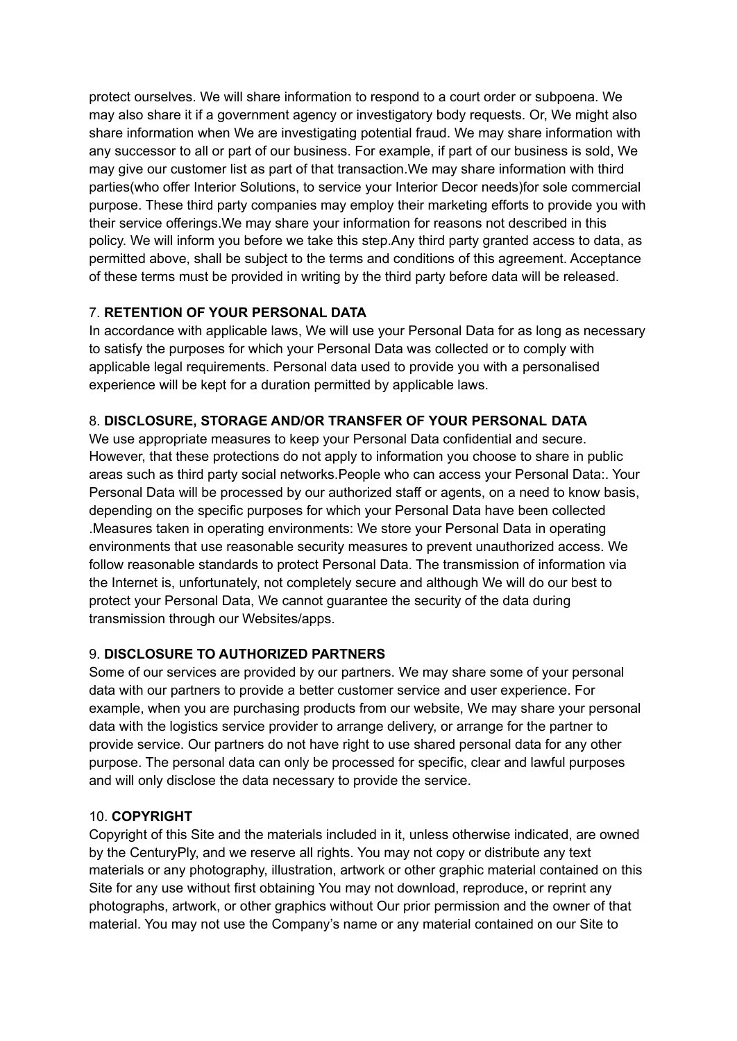protect ourselves. We will share information to respond to a court order or subpoena. We may also share it if a government agency or investigatory body requests. Or, We might also share information when We are investigating potential fraud. We may share information with any successor to all or part of our business. For example, if part of our business is sold, We may give our customer list as part of that transaction.We may share information with third parties(who offer Interior Solutions, to service your Interior Decor needs)for sole commercial purpose. These third party companies may employ their marketing efforts to provide you with their service offerings.We may share your information for reasons not described in this policy. We will inform you before we take this step.Any third party granted access to data, as permitted above, shall be subject to the terms and conditions of this agreement. Acceptance of these terms must be provided in writing by the third party before data will be released.

7. **RETENTION OF YOUR PERSONAL DATA**

In accordance with applicable laws, We will use your Personal Data for as long as necessary to satisfy the purposes for which your Personal Data was collected or to comply with applicable legal requirements. Personal data used to provide you with a personalised experience will be kept for a duration permitted by applicable laws.

8. **DISCLOSURE, STORAGE AND/OR TRANSFER OF YOUR PERSONAL DATA**

We use appropriate measures to keep your Personal Data confidential and secure. However, that these protections do not apply to information you choose to share in public areas such as third party social networks.People who can access your Personal Data:. Your Personal Data will be processed by our authorized staff or agents, on a need to know basis, depending on the specific purposes for which your Personal Data have been collected .Measures taken in operating environments: We store your Personal Data in operating environments that use reasonable security measures to prevent unauthorized access. We follow reasonable standards to protect Personal Data. The transmission of information via the Internet is, unfortunately, not completely secure and although We will do our best to protect your Personal Data, We cannot guarantee the security of the data during transmission through our Websites/apps.

9. **DISCLOSURE TO AUTHORIZED PARTNERS**

Some of our services are provided by our partners. We may share some of your personal data with our partners to provide a better customer service and user experience. For example, when you are purchasing products from our website, We may share your personal data with the logistics service provider to arrange delivery, or arrange for the partner to provide service. Our partners do not have right to use shared personal data for any other purpose. The personal data can only be processed for specific, clear and lawful purposes and will only disclose the data necessary to provide the service.

10. **COPYRIGHT**

Copyright of this Site and the materials included in it, unless otherwise indicated, are owned by the CenturyPly, and we reserve all rights. You may not copy or distribute any text materials or any photography, illustration, artwork or other graphic material contained on this Site for any use without first obtaining You may not download, reproduce, or reprint any photographs, artwork, or other graphics without Our prior permission and the owner of that material. You may not use the Company's name or any material contained on our Site to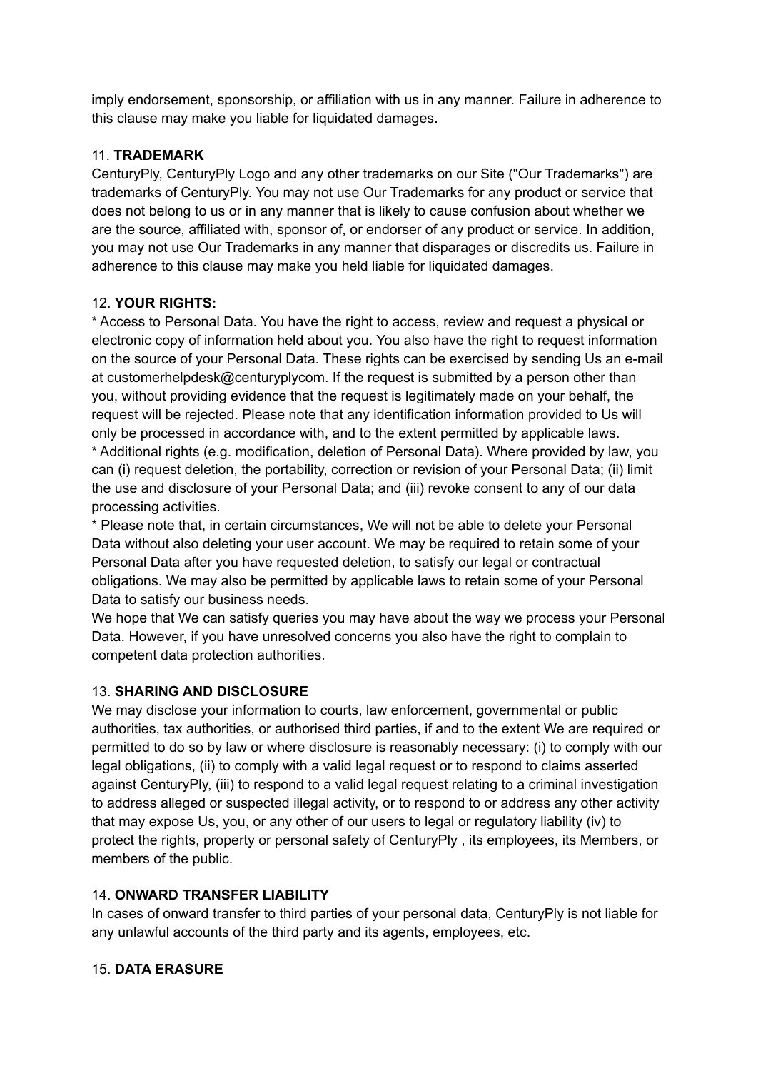imply endorsement, sponsorship, or affiliation with us in any manner. Failure in adherence to this clause may make you liable for liquidated damages.

11. **TRADEMARK**

CenturyPly, CenturyPly Logo and any other trademarks on our Site ("Our Trademarks") are trademarks of CenturyPly. You may not use Our Trademarks for any product or service that does not belong to us or in any manner that is likely to cause confusion about whether we are the source, affiliated with, sponsor of, or endorser of any product or service. In addition, you may not use Our Trademarks in any manner that disparages or discredits us. Failure in adherence to this clause may make you held liable for liquidated damages.

12. **YOUR RIGHTS:**

* Access to Personal Data. You have the right to access, review and request a physical or electronic copy of information held about you. You also have the right to request information on the source of your Personal Data. These rights can be exercised by sending Us an e-mail at customerhelpdesk@centuryplycom. If the request is submitted by a person other than you, without providing evidence that the request is legitimately made on your behalf, the request will be rejected. Please note that any identification information provided to Us will only be processed in accordance with, and to the extent permitted by applicable laws.
* Additional rights (e.g. modification, deletion of Personal Data). Where provided by law, you can (i) request deletion, the portability, correction or revision of your Personal Data; (ii) limit the use and disclosure of your Personal Data; and (iii) revoke consent to any of our data processing activities.
* Please note that, in certain circumstances, We will not be able to delete your Personal Data without also deleting your user account. We may be required to retain some of your Personal Data after you have requested deletion, to satisfy our legal or contractual obligations. We may also be permitted by applicable laws to retain some of your Personal Data to satisfy our business needs.

We hope that We can satisfy queries you may have about the way we process your Personal Data. However, if you have unresolved concerns you also have the right to complain to competent data protection authorities.

13. **SHARING AND DISCLOSURE**

We may disclose your information to courts, law enforcement, governmental or public authorities, tax authorities, or authorised third parties, if and to the extent We are required or permitted to do so by law or where disclosure is reasonably necessary: (i) to comply with our legal obligations, (ii) to comply with a valid legal request or to respond to claims asserted against CenturyPly, (iii) to respond to a valid legal request relating to a criminal investigation to address alleged or suspected illegal activity, or to respond to or address any other activity that may expose Us, you, or any other of our users to legal or regulatory liability (iv) to protect the rights, property or personal safety of CenturyPly , its employees, its Members, or members of the public.

14. **ONWARD TRANSFER LIABILITY**

In cases of onward transfer to third parties of your personal data, CenturyPly is not liable for any unlawful accounts of the third party and its agents, employees, etc.

15. **DATA ERASURE**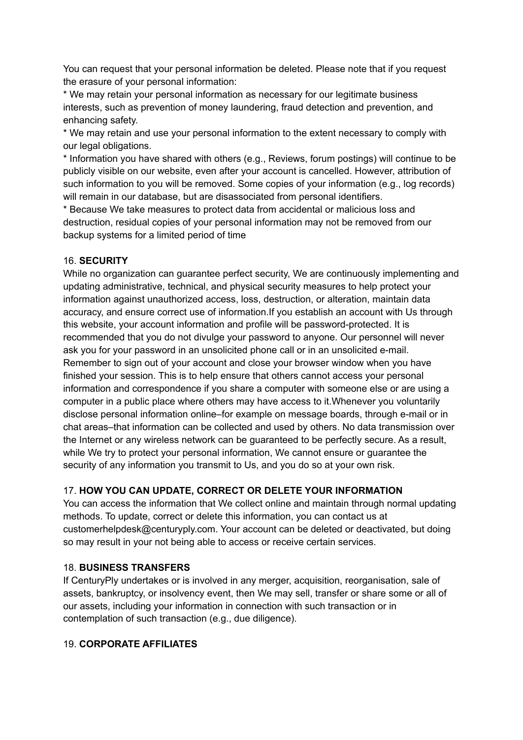You can request that your personal information be deleted. Please note that if you request the erasure of your personal information:

* We may retain your personal information as necessary for our legitimate business interests, such as prevention of money laundering, fraud detection and prevention, and enhancing safety.
* We may retain and use your personal information to the extent necessary to comply with our legal obligations.
* Information you have shared with others (e.g., Reviews, forum postings) will continue to be publicly visible on our website, even after your account is cancelled. However, attribution of such information to you will be removed. Some copies of your information (e.g., log records) will remain in our database, but are disassociated from personal identifiers.
* Because We take measures to protect data from accidental or malicious loss and destruction, residual copies of your personal information may not be removed from our backup systems for a limited period of time

16. **SECURITY**

While no organization can guarantee perfect security, We are continuously implementing and updating administrative, technical, and physical security measures to help protect your information against unauthorized access, loss, destruction, or alteration, maintain data accuracy, and ensure correct use of information.If you establish an account with Us through this website, your account information and profile will be password-protected. It is recommended that you do not divulge your password to anyone. Our personnel will never ask you for your password in an unsolicited phone call or in an unsolicited e-mail. Remember to sign out of your account and close your browser window when you have finished your session. This is to help ensure that others cannot access your personal information and correspondence if you share a computer with someone else or are using a computer in a public place where others may have access to it.Whenever you voluntarily disclose personal information online–for example on message boards, through e-mail or in chat areas–that information can be collected and used by others. No data transmission over the Internet or any wireless network can be guaranteed to be perfectly secure. As a result, while We try to protect your personal information, We cannot ensure or guarantee the security of any information you transmit to Us, and you do so at your own risk.

17. **HOW YOU CAN UPDATE, CORRECT OR DELETE YOUR INFORMATION**

You can access the information that We collect online and maintain through normal updating methods. To update, correct or delete this information, you can contact us at customerhelpdesk@centuryply.com. Your account can be deleted or deactivated, but doing so may result in your not being able to access or receive certain services.

18. **BUSINESS TRANSFERS**

If CenturyPly undertakes or is involved in any merger, acquisition, reorganisation, sale of assets, bankruptcy, or insolvency event, then We may sell, transfer or share some or all of our assets, including your information in connection with such transaction or in contemplation of such transaction (e.g., due diligence).

19. **CORPORATE AFFILIATES**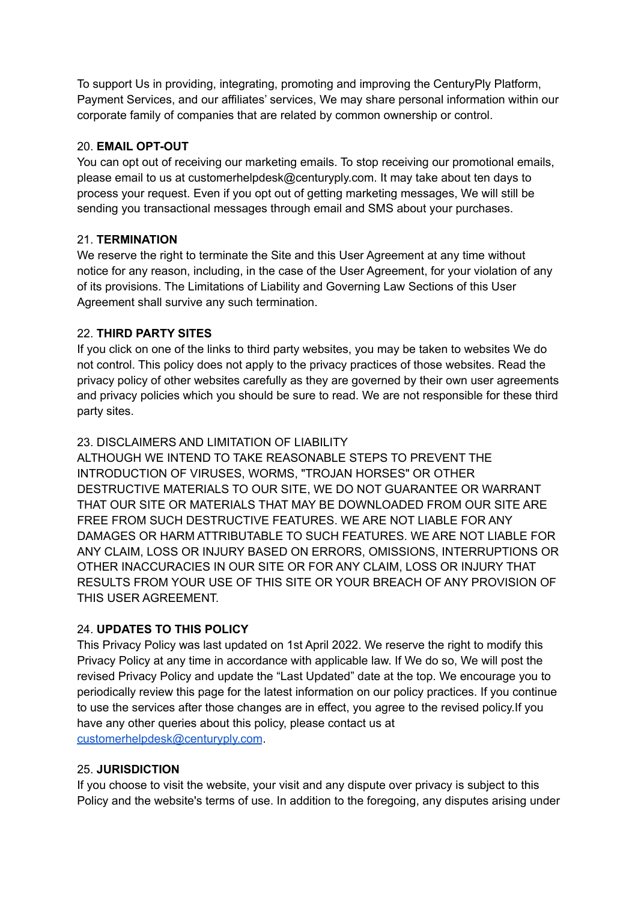To support Us in providing, integrating, promoting and improving the CenturyPly Platform, Payment Services, and our affiliates' services, We may share personal information within our corporate family of companies that are related by common ownership or control.

20. **EMAIL OPT-OUT**

You can opt out of receiving our marketing emails. To stop receiving our promotional emails, please email to us at customerhelpdesk@centuryply.com. It may take about ten days to process your request. Even if you opt out of getting marketing messages, We will still be sending you transactional messages through email and SMS about your purchases.

21. **TERMINATION**

We reserve the right to terminate the Site and this User Agreement at any time without notice for any reason, including, in the case of the User Agreement, for your violation of any of its provisions. The Limitations of Liability and Governing Law Sections of this User Agreement shall survive any such termination.

22. **THIRD PARTY SITES**

If you click on one of the links to third party websites, you may be taken to websites We do not control. This policy does not apply to the privacy practices of those websites. Read the privacy policy of other websites carefully as they are governed by their own user agreements and privacy policies which you should be sure to read. We are not responsible for these third party sites.

23. DISCLAIMERS AND LIMITATION OF LIABILITY

ALTHOUGH WE INTEND TO TAKE REASONABLE STEPS TO PREVENT THE INTRODUCTION OF VIRUSES, WORMS, "TROJAN HORSES" OR OTHER DESTRUCTIVE MATERIALS TO OUR SITE, WE DO NOT GUARANTEE OR WARRANT THAT OUR SITE OR MATERIALS THAT MAY BE DOWNLOADED FROM OUR SITE ARE FREE FROM SUCH DESTRUCTIVE FEATURES. WE ARE NOT LIABLE FOR ANY DAMAGES OR HARM ATTRIBUTABLE TO SUCH FEATURES. WE ARE NOT LIABLE FOR ANY CLAIM, LOSS OR INJURY BASED ON ERRORS, OMISSIONS, INTERRUPTIONS OR OTHER INACCURACIES IN OUR SITE OR FOR ANY CLAIM, LOSS OR INJURY THAT RESULTS FROM YOUR USE OF THIS SITE OR YOUR BREACH OF ANY PROVISION OF THIS USER AGREEMENT.

24. **UPDATES TO THIS POLICY**

This Privacy Policy was last updated on 1st April 2022. We reserve the right to modify this Privacy Policy at any time in accordance with applicable law. If We do so, We will post the revised Privacy Policy and update the "Last Updated" date at the top. We encourage you to periodically review this page for the latest information on our policy practices. If you continue to use the services after those changes are in effect, you agree to the revised policy.If you have any other queries about this policy, please contact us at [customerhelpdesk@centuryply.com](mailto:customerhelpdesk@centuryply.com).

25. **JURISDICTION**

If you choose to visit the website, your visit and any dispute over privacy is subject to this Policy and the website's terms of use. In addition to the foregoing, any disputes arising under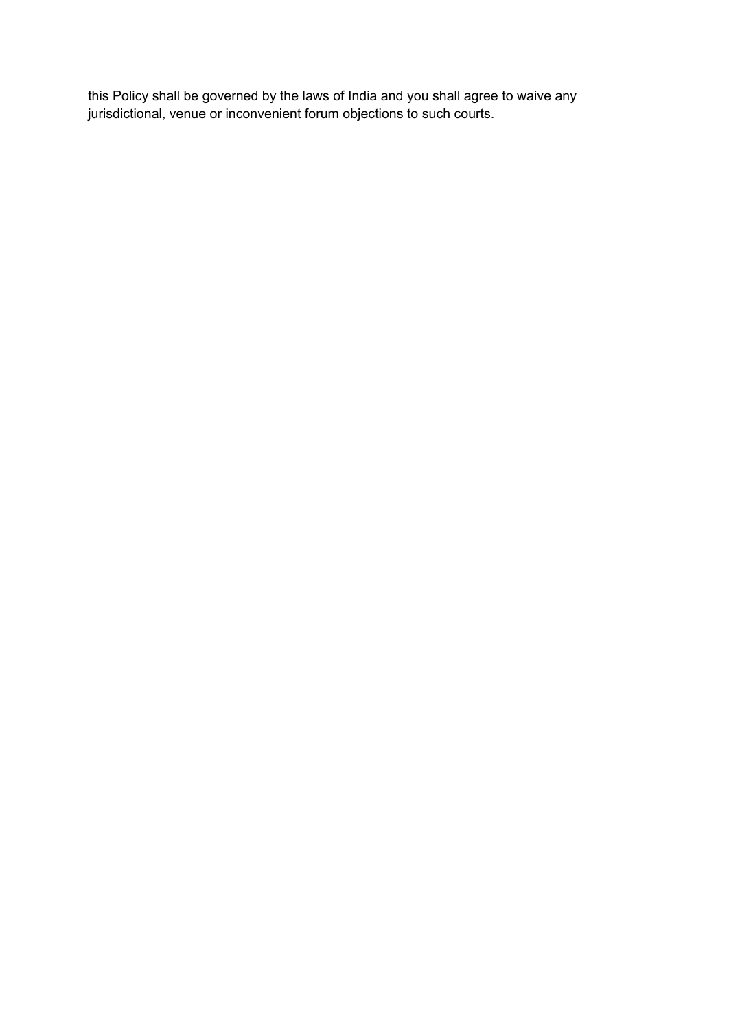this Policy shall be governed by the laws of India and you shall agree to waive any jurisdictional, venue or inconvenient forum objections to such courts.